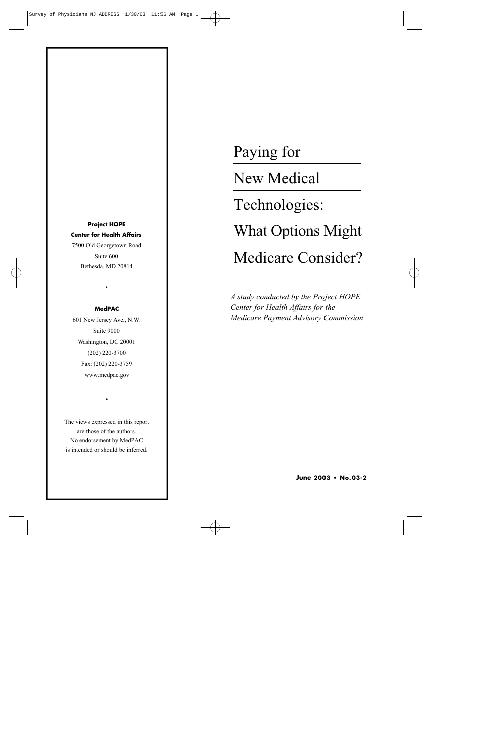# Paying for New Medical Technologies: What Options Might Medicare Consider?

*A study conducted by the Project HOPE Center for Health Affairs for the Medicare Payment Advisory Commission*

**June 2003 • No.03-2**

**Project HOPE**
**Center for Health Affairs**
7500 Old Georgetown Road
Suite 600
Bethesda, MD 20814

•

**MedPAC**
601 New Jersey Ave., N.W.
Suite 9000
Washington, DC 20001
(202) 220-3700
Fax: (202) 220-3759
www.medpac.gov

•

The views expressed in this report are those of the authors. No endorsement by MedPAC is intended or should be inferred.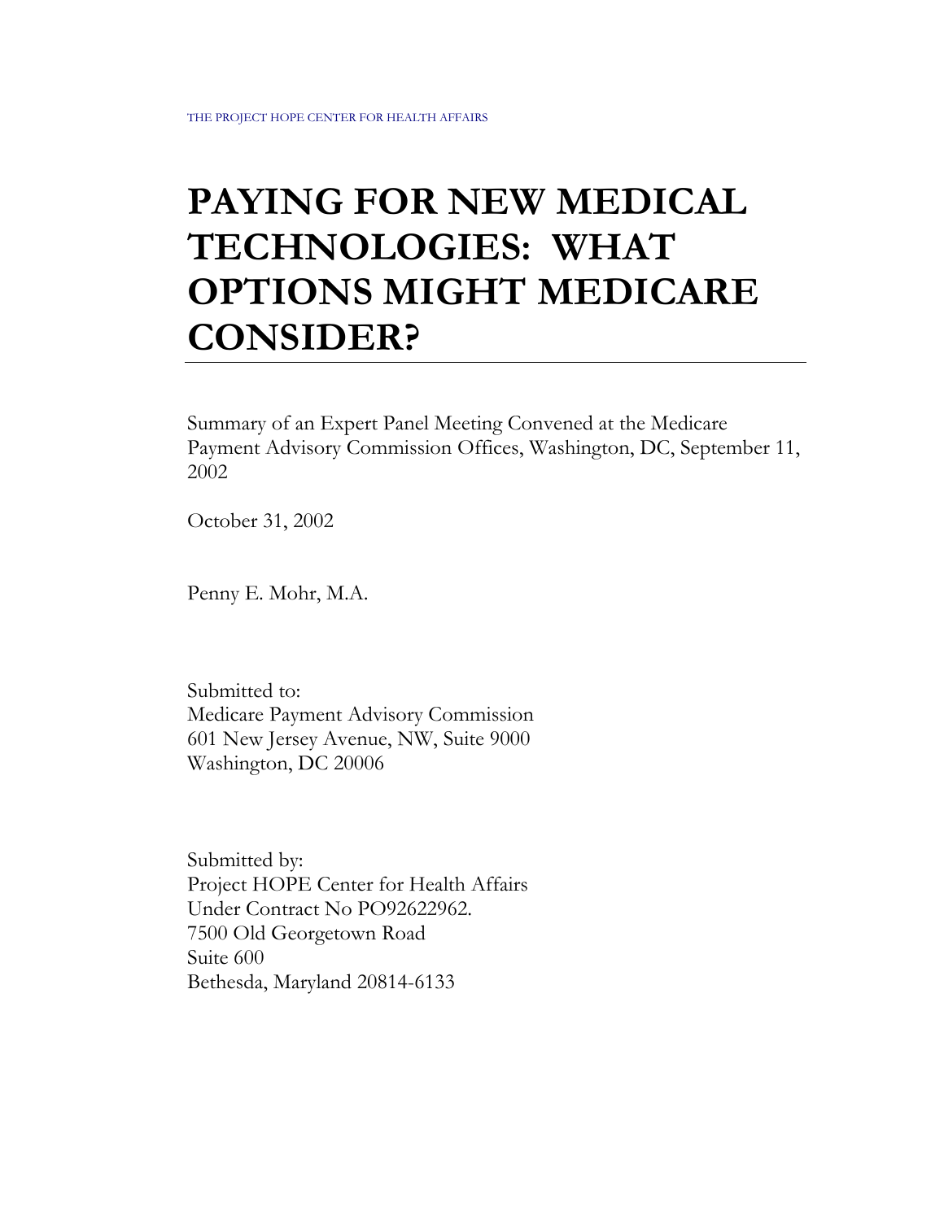THE PROJECT HOPE CENTER FOR HEALTH AFFAIRS

# PAYING FOR NEW MEDICAL TECHNOLOGIES: WHAT OPTIONS MIGHT MEDICARE CONSIDER?

Summary of an Expert Panel Meeting Convened at the Medicare Payment Advisory Commission Offices, Washington, DC, September 11, 2002

October 31, 2002

Penny E. Mohr, M.A.

Submitted to:
Medicare Payment Advisory Commission
601 New Jersey Avenue, NW, Suite 9000
Washington, DC 20006

Submitted by:
Project HOPE Center for Health Affairs
Under Contract No PO92622962.
7500 Old Georgetown Road
Suite 600
Bethesda, Maryland 20814-6133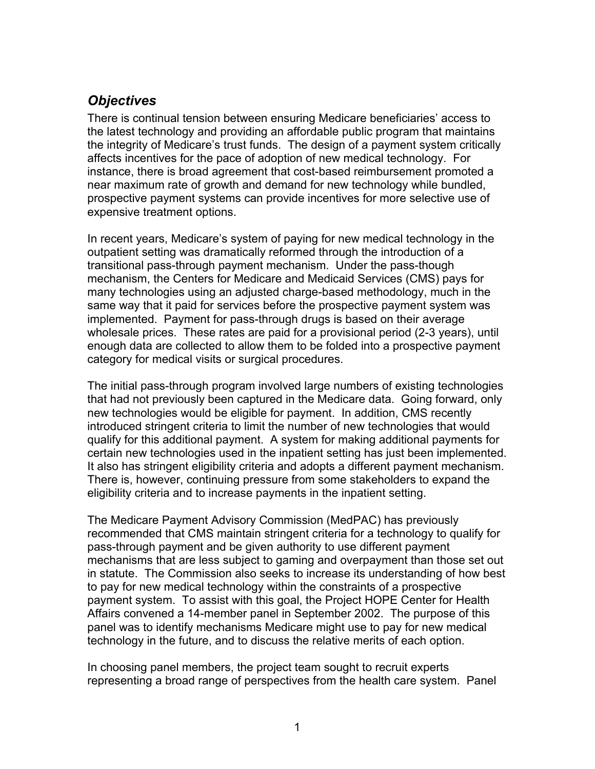## *Objectives*

There is continual tension between ensuring Medicare beneficiaries' access to the latest technology and providing an affordable public program that maintains the integrity of Medicare's trust funds. The design of a payment system critically affects incentives for the pace of adoption of new medical technology. For instance, there is broad agreement that cost-based reimbursement promoted a near maximum rate of growth and demand for new technology while bundled, prospective payment systems can provide incentives for more selective use of expensive treatment options.

In recent years, Medicare's system of paying for new medical technology in the outpatient setting was dramatically reformed through the introduction of a transitional pass-through payment mechanism. Under the pass-though mechanism, the Centers for Medicare and Medicaid Services (CMS) pays for many technologies using an adjusted charge-based methodology, much in the same way that it paid for services before the prospective payment system was implemented. Payment for pass-through drugs is based on their average wholesale prices. These rates are paid for a provisional period (2-3 years), until enough data are collected to allow them to be folded into a prospective payment category for medical visits or surgical procedures.

The initial pass-through program involved large numbers of existing technologies that had not previously been captured in the Medicare data. Going forward, only new technologies would be eligible for payment. In addition, CMS recently introduced stringent criteria to limit the number of new technologies that would qualify for this additional payment. A system for making additional payments for certain new technologies used in the inpatient setting has just been implemented. It also has stringent eligibility criteria and adopts a different payment mechanism. There is, however, continuing pressure from some stakeholders to expand the eligibility criteria and to increase payments in the inpatient setting.

The Medicare Payment Advisory Commission (MedPAC) has previously recommended that CMS maintain stringent criteria for a technology to qualify for pass-through payment and be given authority to use different payment mechanisms that are less subject to gaming and overpayment than those set out in statute. The Commission also seeks to increase its understanding of how best to pay for new medical technology within the constraints of a prospective payment system. To assist with this goal, the Project HOPE Center for Health Affairs convened a 14-member panel in September 2002. The purpose of this panel was to identify mechanisms Medicare might use to pay for new medical technology in the future, and to discuss the relative merits of each option.

In choosing panel members, the project team sought to recruit experts representing a broad range of perspectives from the health care system. Panel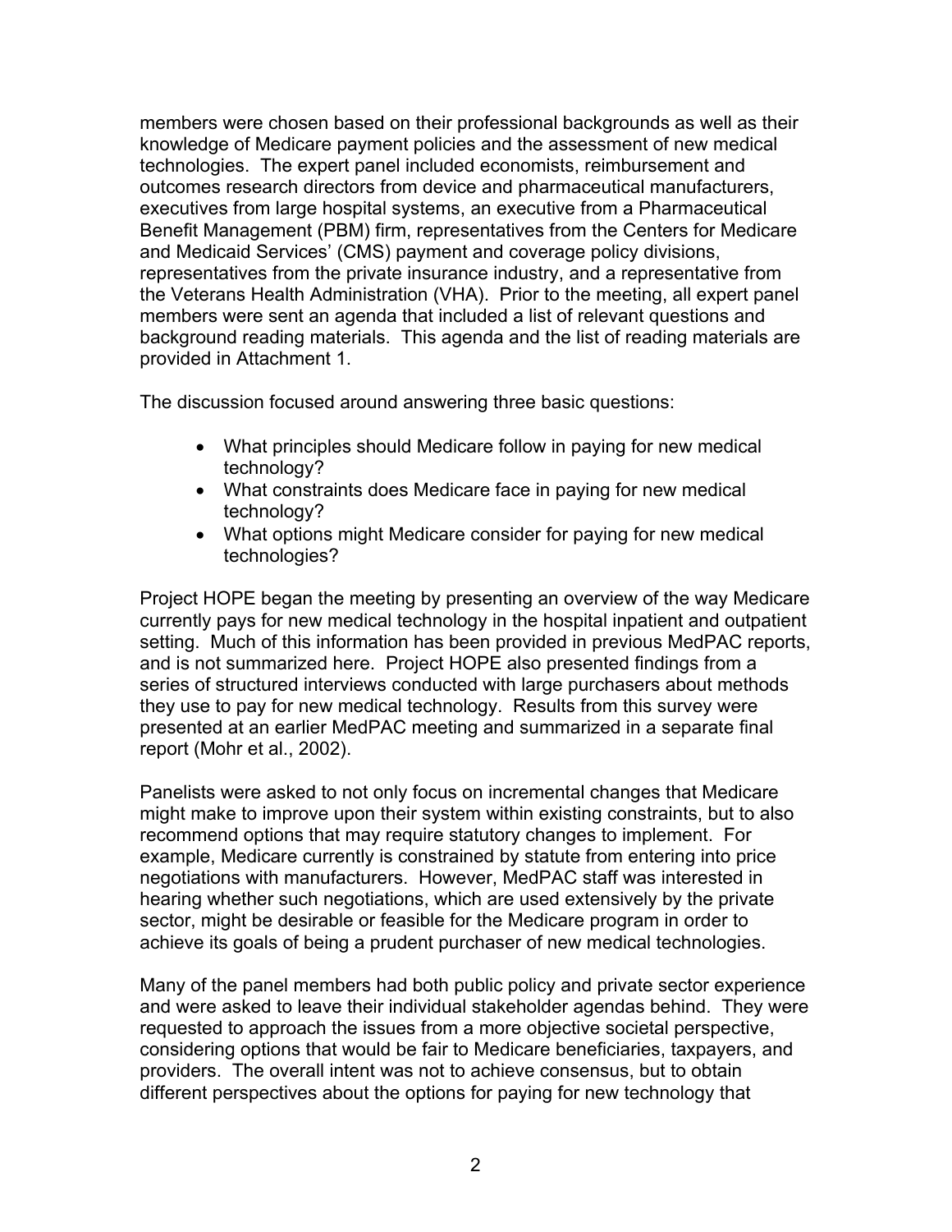members were chosen based on their professional backgrounds as well as their knowledge of Medicare payment policies and the assessment of new medical technologies. The expert panel included economists, reimbursement and outcomes research directors from device and pharmaceutical manufacturers, executives from large hospital systems, an executive from a Pharmaceutical Benefit Management (PBM) firm, representatives from the Centers for Medicare and Medicaid Services' (CMS) payment and coverage policy divisions, representatives from the private insurance industry, and a representative from the Veterans Health Administration (VHA). Prior to the meeting, all expert panel members were sent an agenda that included a list of relevant questions and background reading materials. This agenda and the list of reading materials are provided in Attachment 1.

The discussion focused around answering three basic questions:

- What principles should Medicare follow in paying for new medical technology?
- What constraints does Medicare face in paying for new medical technology?
- What options might Medicare consider for paying for new medical technologies?

Project HOPE began the meeting by presenting an overview of the way Medicare currently pays for new medical technology in the hospital inpatient and outpatient setting. Much of this information has been provided in previous MedPAC reports, and is not summarized here. Project HOPE also presented findings from a series of structured interviews conducted with large purchasers about methods they use to pay for new medical technology. Results from this survey were presented at an earlier MedPAC meeting and summarized in a separate final report (Mohr et al., 2002).

Panelists were asked to not only focus on incremental changes that Medicare might make to improve upon their system within existing constraints, but to also recommend options that may require statutory changes to implement. For example, Medicare currently is constrained by statute from entering into price negotiations with manufacturers. However, MedPAC staff was interested in hearing whether such negotiations, which are used extensively by the private sector, might be desirable or feasible for the Medicare program in order to achieve its goals of being a prudent purchaser of new medical technologies.

Many of the panel members had both public policy and private sector experience and were asked to leave their individual stakeholder agendas behind. They were requested to approach the issues from a more objective societal perspective, considering options that would be fair to Medicare beneficiaries, taxpayers, and providers. The overall intent was not to achieve consensus, but to obtain different perspectives about the options for paying for new technology that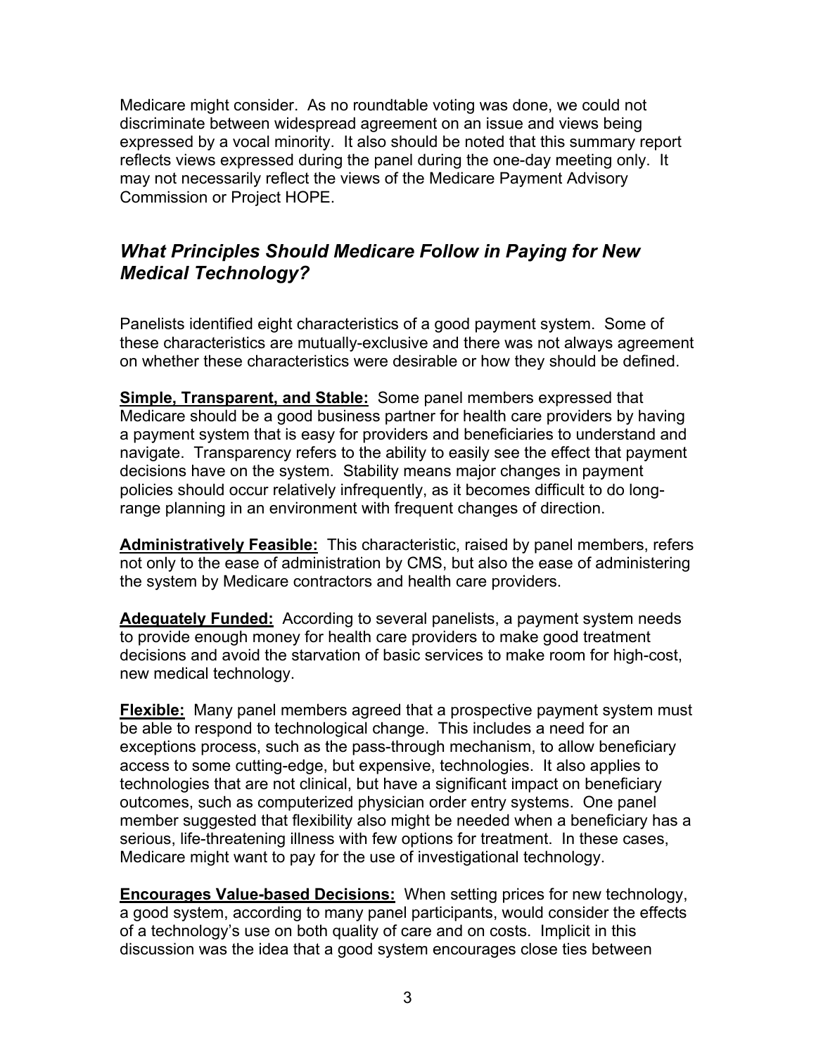Medicare might consider. As no roundtable voting was done, we could not discriminate between widespread agreement on an issue and views being expressed by a vocal minority. It also should be noted that this summary report reflects views expressed during the panel during the one-day meeting only. It may not necessarily reflect the views of the Medicare Payment Advisory Commission or Project HOPE.

## *What Principles Should Medicare Follow in Paying for New Medical Technology?*

Panelists identified eight characteristics of a good payment system. Some of these characteristics are mutually-exclusive and there was not always agreement on whether these characteristics were desirable or how they should be defined.

**Simple, Transparent, and Stable:** Some panel members expressed that Medicare should be a good business partner for health care providers by having a payment system that is easy for providers and beneficiaries to understand and navigate. Transparency refers to the ability to easily see the effect that payment decisions have on the system. Stability means major changes in payment policies should occur relatively infrequently, as it becomes difficult to do long-range planning in an environment with frequent changes of direction.

**Administratively Feasible:** This characteristic, raised by panel members, refers not only to the ease of administration by CMS, but also the ease of administering the system by Medicare contractors and health care providers.

**Adequately Funded:** According to several panelists, a payment system needs to provide enough money for health care providers to make good treatment decisions and avoid the starvation of basic services to make room for high-cost, new medical technology.

**Flexible:** Many panel members agreed that a prospective payment system must be able to respond to technological change. This includes a need for an exceptions process, such as the pass-through mechanism, to allow beneficiary access to some cutting-edge, but expensive, technologies. It also applies to technologies that are not clinical, but have a significant impact on beneficiary outcomes, such as computerized physician order entry systems. One panel member suggested that flexibility also might be needed when a beneficiary has a serious, life-threatening illness with few options for treatment. In these cases, Medicare might want to pay for the use of investigational technology.

**Encourages Value-based Decisions:** When setting prices for new technology, a good system, according to many panel participants, would consider the effects of a technology's use on both quality of care and on costs. Implicit in this discussion was the idea that a good system encourages close ties between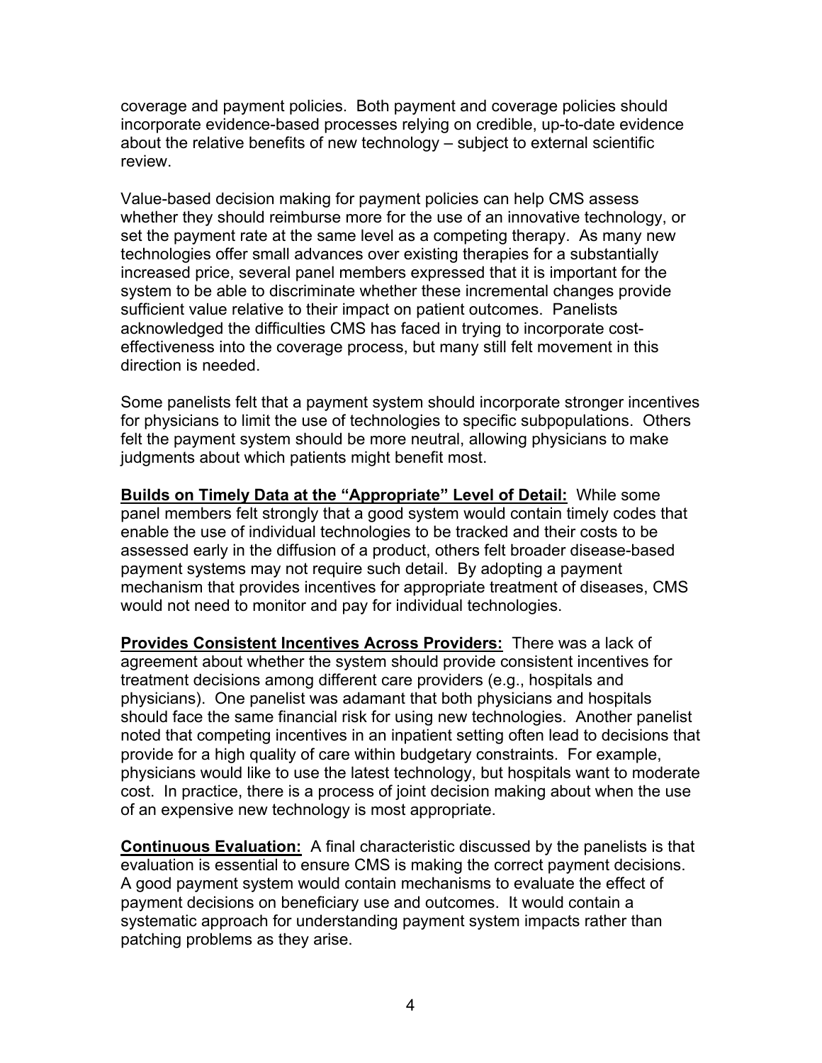coverage and payment policies. Both payment and coverage policies should incorporate evidence-based processes relying on credible, up-to-date evidence about the relative benefits of new technology – subject to external scientific review.

Value-based decision making for payment policies can help CMS assess whether they should reimburse more for the use of an innovative technology, or set the payment rate at the same level as a competing therapy. As many new technologies offer small advances over existing therapies for a substantially increased price, several panel members expressed that it is important for the system to be able to discriminate whether these incremental changes provide sufficient value relative to their impact on patient outcomes. Panelists acknowledged the difficulties CMS has faced in trying to incorporate cost-effectiveness into the coverage process, but many still felt movement in this direction is needed.

Some panelists felt that a payment system should incorporate stronger incentives for physicians to limit the use of technologies to specific subpopulations. Others felt the payment system should be more neutral, allowing physicians to make judgments about which patients might benefit most.

**Builds on Timely Data at the "Appropriate" Level of Detail:** While some panel members felt strongly that a good system would contain timely codes that enable the use of individual technologies to be tracked and their costs to be assessed early in the diffusion of a product, others felt broader disease-based payment systems may not require such detail. By adopting a payment mechanism that provides incentives for appropriate treatment of diseases, CMS would not need to monitor and pay for individual technologies.

**Provides Consistent Incentives Across Providers:** There was a lack of agreement about whether the system should provide consistent incentives for treatment decisions among different care providers (e.g., hospitals and physicians). One panelist was adamant that both physicians and hospitals should face the same financial risk for using new technologies. Another panelist noted that competing incentives in an inpatient setting often lead to decisions that provide for a high quality of care within budgetary constraints. For example, physicians would like to use the latest technology, but hospitals want to moderate cost. In practice, there is a process of joint decision making about when the use of an expensive new technology is most appropriate.

**Continuous Evaluation:** A final characteristic discussed by the panelists is that evaluation is essential to ensure CMS is making the correct payment decisions. A good payment system would contain mechanisms to evaluate the effect of payment decisions on beneficiary use and outcomes. It would contain a systematic approach for understanding payment system impacts rather than patching problems as they arise.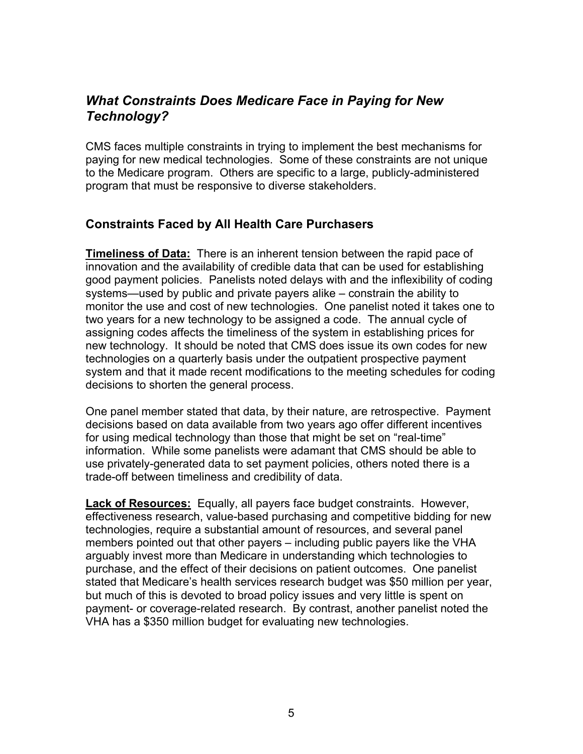## *What Constraints Does Medicare Face in Paying for New Technology?*

CMS faces multiple constraints in trying to implement the best mechanisms for paying for new medical technologies. Some of these constraints are not unique to the Medicare program. Others are specific to a large, publicly-administered program that must be responsive to diverse stakeholders.

### Constraints Faced by All Health Care Purchasers

**Timeliness of Data:** There is an inherent tension between the rapid pace of innovation and the availability of credible data that can be used for establishing good payment policies. Panelists noted delays with and the inflexibility of coding systems—used by public and private payers alike – constrain the ability to monitor the use and cost of new technologies. One panelist noted it takes one to two years for a new technology to be assigned a code. The annual cycle of assigning codes affects the timeliness of the system in establishing prices for new technology. It should be noted that CMS does issue its own codes for new technologies on a quarterly basis under the outpatient prospective payment system and that it made recent modifications to the meeting schedules for coding decisions to shorten the general process.

One panel member stated that data, by their nature, are retrospective. Payment decisions based on data available from two years ago offer different incentives for using medical technology than those that might be set on "real-time" information. While some panelists were adamant that CMS should be able to use privately-generated data to set payment policies, others noted there is a trade-off between timeliness and credibility of data.

**Lack of Resources:** Equally, all payers face budget constraints. However, effectiveness research, value-based purchasing and competitive bidding for new technologies, require a substantial amount of resources, and several panel members pointed out that other payers – including public payers like the VHA arguably invest more than Medicare in understanding which technologies to purchase, and the effect of their decisions on patient outcomes. One panelist stated that Medicare's health services research budget was $50 million per year, but much of this is devoted to broad policy issues and very little is spent on payment- or coverage-related research. By contrast, another panelist noted the VHA has a $350 million budget for evaluating new technologies.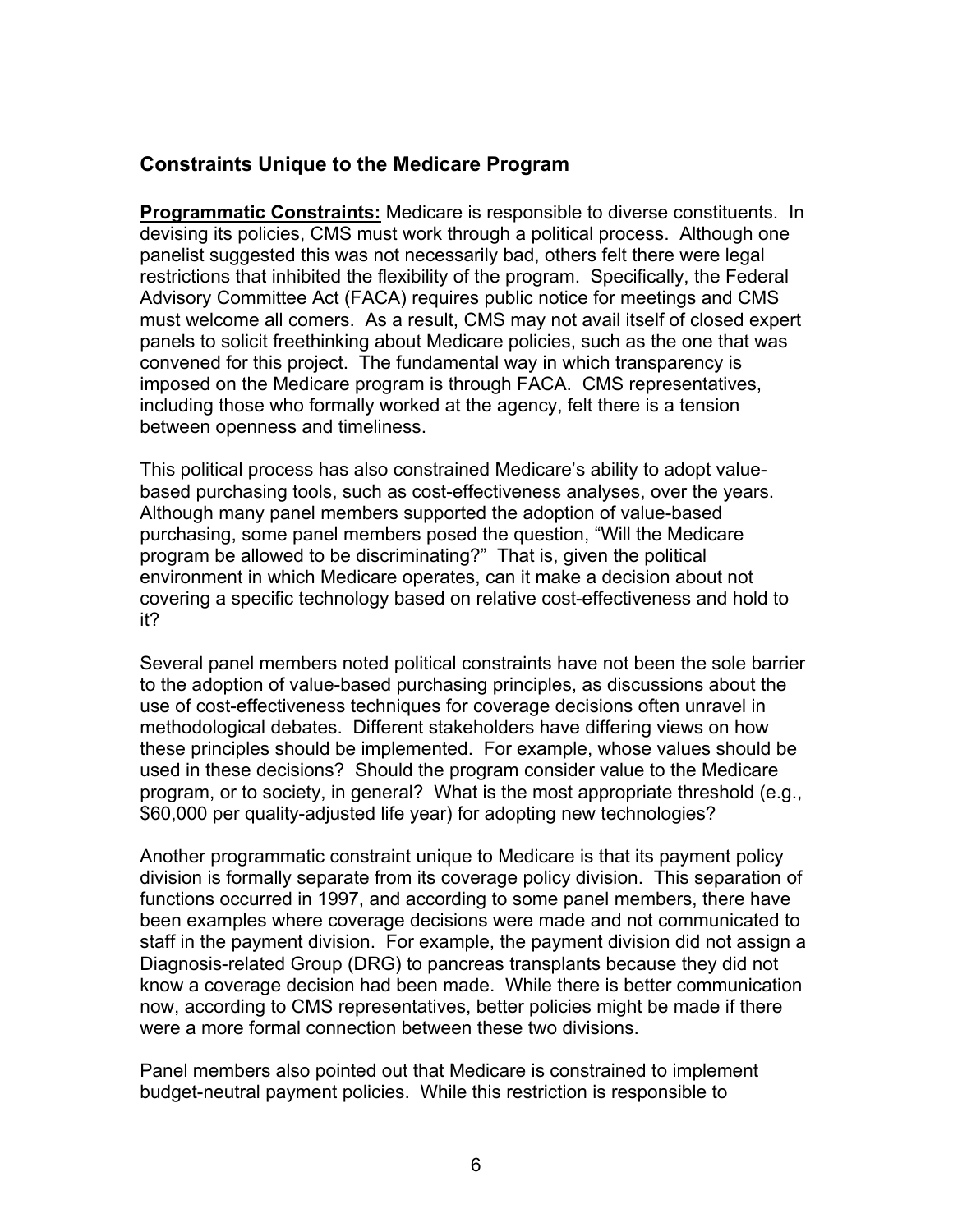## Constraints Unique to the Medicare Program

**Programmatic Constraints:** Medicare is responsible to diverse constituents. In devising its policies, CMS must work through a political process. Although one panelist suggested this was not necessarily bad, others felt there were legal restrictions that inhibited the flexibility of the program. Specifically, the Federal Advisory Committee Act (FACA) requires public notice for meetings and CMS must welcome all comers. As a result, CMS may not avail itself of closed expert panels to solicit freethinking about Medicare policies, such as the one that was convened for this project. The fundamental way in which transparency is imposed on the Medicare program is through FACA. CMS representatives, including those who formally worked at the agency, felt there is a tension between openness and timeliness.

This political process has also constrained Medicare's ability to adopt value-based purchasing tools, such as cost-effectiveness analyses, over the years. Although many panel members supported the adoption of value-based purchasing, some panel members posed the question, "Will the Medicare program be allowed to be discriminating?" That is, given the political environment in which Medicare operates, can it make a decision about not covering a specific technology based on relative cost-effectiveness and hold to it?

Several panel members noted political constraints have not been the sole barrier to the adoption of value-based purchasing principles, as discussions about the use of cost-effectiveness techniques for coverage decisions often unravel in methodological debates. Different stakeholders have differing views on how these principles should be implemented. For example, whose values should be used in these decisions? Should the program consider value to the Medicare program, or to society, in general? What is the most appropriate threshold (e.g., $60,000 per quality-adjusted life year) for adopting new technologies?

Another programmatic constraint unique to Medicare is that its payment policy division is formally separate from its coverage policy division. This separation of functions occurred in 1997, and according to some panel members, there have been examples where coverage decisions were made and not communicated to staff in the payment division. For example, the payment division did not assign a Diagnosis-related Group (DRG) to pancreas transplants because they did not know a coverage decision had been made. While there is better communication now, according to CMS representatives, better policies might be made if there were a more formal connection between these two divisions.

Panel members also pointed out that Medicare is constrained to implement budget-neutral payment policies. While this restriction is responsible to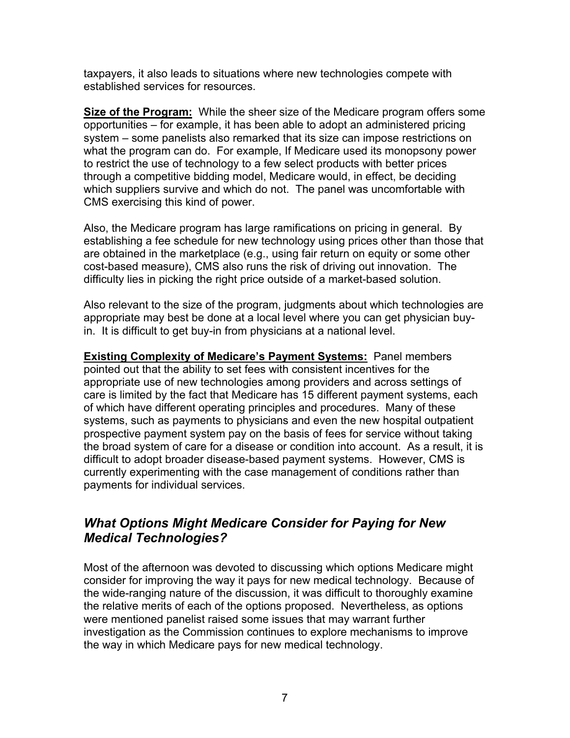taxpayers, it also leads to situations where new technologies compete with established services for resources.

**Size of the Program:** While the sheer size of the Medicare program offers some opportunities – for example, it has been able to adopt an administered pricing system – some panelists also remarked that its size can impose restrictions on what the program can do. For example, If Medicare used its monopsony power to restrict the use of technology to a few select products with better prices through a competitive bidding model, Medicare would, in effect, be deciding which suppliers survive and which do not. The panel was uncomfortable with CMS exercising this kind of power.

Also, the Medicare program has large ramifications on pricing in general. By establishing a fee schedule for new technology using prices other than those that are obtained in the marketplace (e.g., using fair return on equity or some other cost-based measure), CMS also runs the risk of driving out innovation. The difficulty lies in picking the right price outside of a market-based solution.

Also relevant to the size of the program, judgments about which technologies are appropriate may best be done at a local level where you can get physician buy-in. It is difficult to get buy-in from physicians at a national level.

**Existing Complexity of Medicare's Payment Systems:** Panel members pointed out that the ability to set fees with consistent incentives for the appropriate use of new technologies among providers and across settings of care is limited by the fact that Medicare has 15 different payment systems, each of which have different operating principles and procedures. Many of these systems, such as payments to physicians and even the new hospital outpatient prospective payment system pay on the basis of fees for service without taking the broad system of care for a disease or condition into account. As a result, it is difficult to adopt broader disease-based payment systems. However, CMS is currently experimenting with the case management of conditions rather than payments for individual services.

## *What Options Might Medicare Consider for Paying for New Medical Technologies?*

Most of the afternoon was devoted to discussing which options Medicare might consider for improving the way it pays for new medical technology. Because of the wide-ranging nature of the discussion, it was difficult to thoroughly examine the relative merits of each of the options proposed. Nevertheless, as options were mentioned panelist raised some issues that may warrant further investigation as the Commission continues to explore mechanisms to improve the way in which Medicare pays for new medical technology.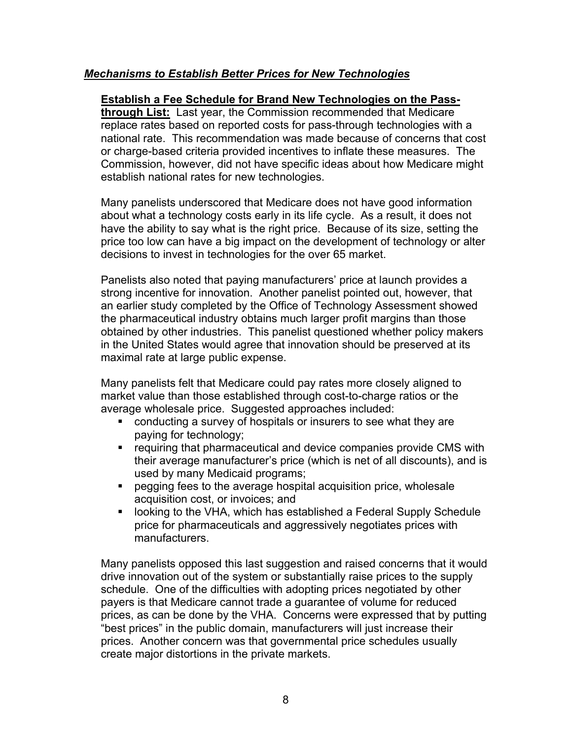***Mechanisms to Establish Better Prices for New Technologies***

**Establish a Fee Schedule for Brand New Technologies on the Pass-through List:** Last year, the Commission recommended that Medicare replace rates based on reported costs for pass-through technologies with a national rate. This recommendation was made because of concerns that cost or charge-based criteria provided incentives to inflate these measures. The Commission, however, did not have specific ideas about how Medicare might establish national rates for new technologies.

Many panelists underscored that Medicare does not have good information about what a technology costs early in its life cycle. As a result, it does not have the ability to say what is the right price. Because of its size, setting the price too low can have a big impact on the development of technology or alter decisions to invest in technologies for the over 65 market.

Panelists also noted that paying manufacturers' price at launch provides a strong incentive for innovation. Another panelist pointed out, however, that an earlier study completed by the Office of Technology Assessment showed the pharmaceutical industry obtains much larger profit margins than those obtained by other industries. This panelist questioned whether policy makers in the United States would agree that innovation should be preserved at its maximal rate at large public expense.

Many panelists felt that Medicare could pay rates more closely aligned to market value than those established through cost-to-charge ratios or the average wholesale price. Suggested approaches included:

- conducting a survey of hospitals or insurers to see what they are paying for technology;
- requiring that pharmaceutical and device companies provide CMS with their average manufacturer's price (which is net of all discounts), and is used by many Medicaid programs;
- pegging fees to the average hospital acquisition price, wholesale acquisition cost, or invoices; and
- looking to the VHA, which has established a Federal Supply Schedule price for pharmaceuticals and aggressively negotiates prices with manufacturers.

Many panelists opposed this last suggestion and raised concerns that it would drive innovation out of the system or substantially raise prices to the supply schedule. One of the difficulties with adopting prices negotiated by other payers is that Medicare cannot trade a guarantee of volume for reduced prices, as can be done by the VHA. Concerns were expressed that by putting "best prices" in the public domain, manufacturers will just increase their prices. Another concern was that governmental price schedules usually create major distortions in the private markets.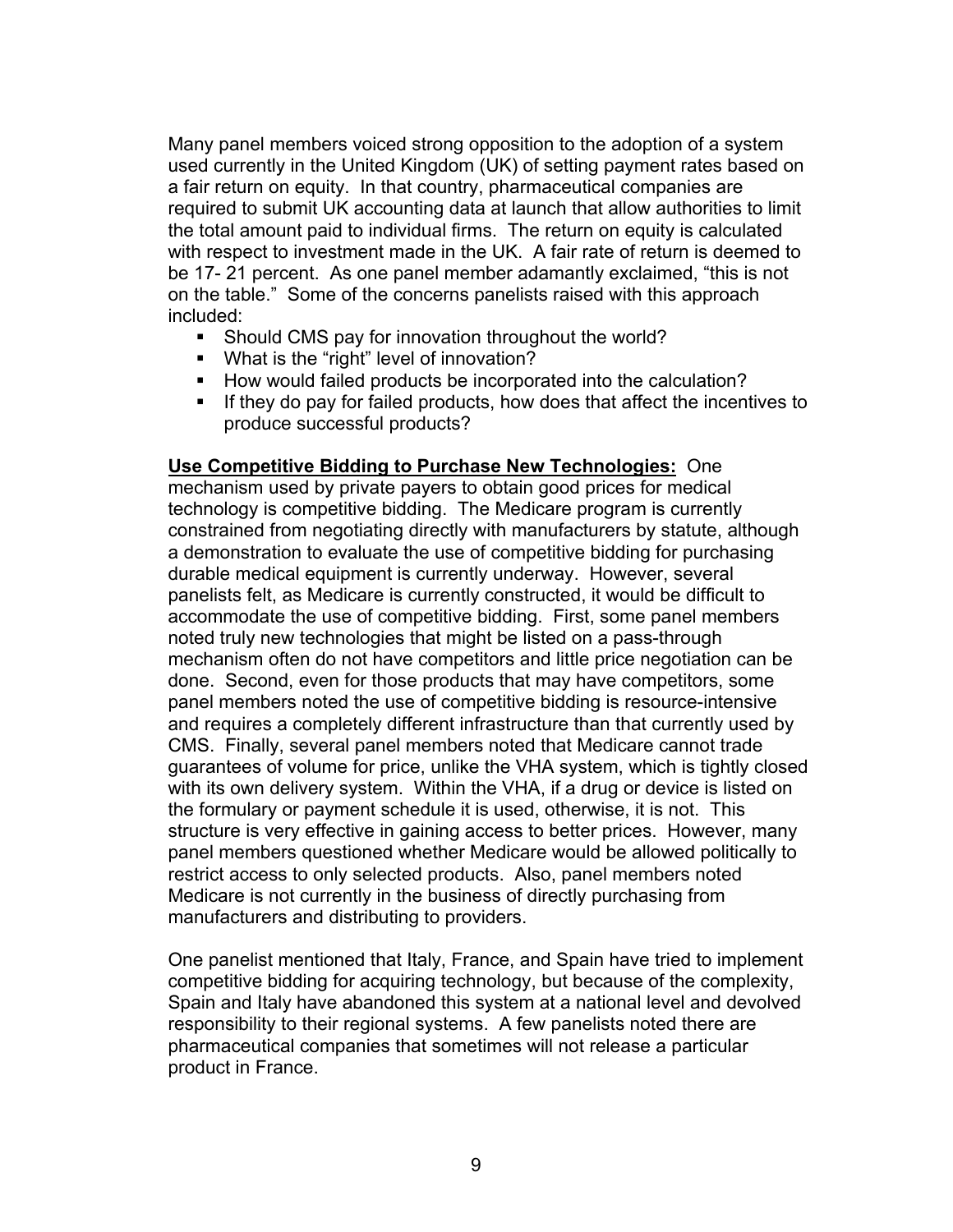Many panel members voiced strong opposition to the adoption of a system used currently in the United Kingdom (UK) of setting payment rates based on a fair return on equity. In that country, pharmaceutical companies are required to submit UK accounting data at launch that allow authorities to limit the total amount paid to individual firms. The return on equity is calculated with respect to investment made in the UK. A fair rate of return is deemed to be 17- 21 percent. As one panel member adamantly exclaimed, "this is not on the table." Some of the concerns panelists raised with this approach included:

- Should CMS pay for innovation throughout the world?
- What is the "right" level of innovation?
- How would failed products be incorporated into the calculation?
- If they do pay for failed products, how does that affect the incentives to produce successful products?

**Use Competitive Bidding to Purchase New Technologies:** One mechanism used by private payers to obtain good prices for medical technology is competitive bidding. The Medicare program is currently constrained from negotiating directly with manufacturers by statute, although a demonstration to evaluate the use of competitive bidding for purchasing durable medical equipment is currently underway. However, several panelists felt, as Medicare is currently constructed, it would be difficult to accommodate the use of competitive bidding. First, some panel members noted truly new technologies that might be listed on a pass-through mechanism often do not have competitors and little price negotiation can be done. Second, even for those products that may have competitors, some panel members noted the use of competitive bidding is resource-intensive and requires a completely different infrastructure than that currently used by CMS. Finally, several panel members noted that Medicare cannot trade guarantees of volume for price, unlike the VHA system, which is tightly closed with its own delivery system. Within the VHA, if a drug or device is listed on the formulary or payment schedule it is used, otherwise, it is not. This structure is very effective in gaining access to better prices. However, many panel members questioned whether Medicare would be allowed politically to restrict access to only selected products. Also, panel members noted Medicare is not currently in the business of directly purchasing from manufacturers and distributing to providers.

One panelist mentioned that Italy, France, and Spain have tried to implement competitive bidding for acquiring technology, but because of the complexity, Spain and Italy have abandoned this system at a national level and devolved responsibility to their regional systems. A few panelists noted there are pharmaceutical companies that sometimes will not release a particular product in France.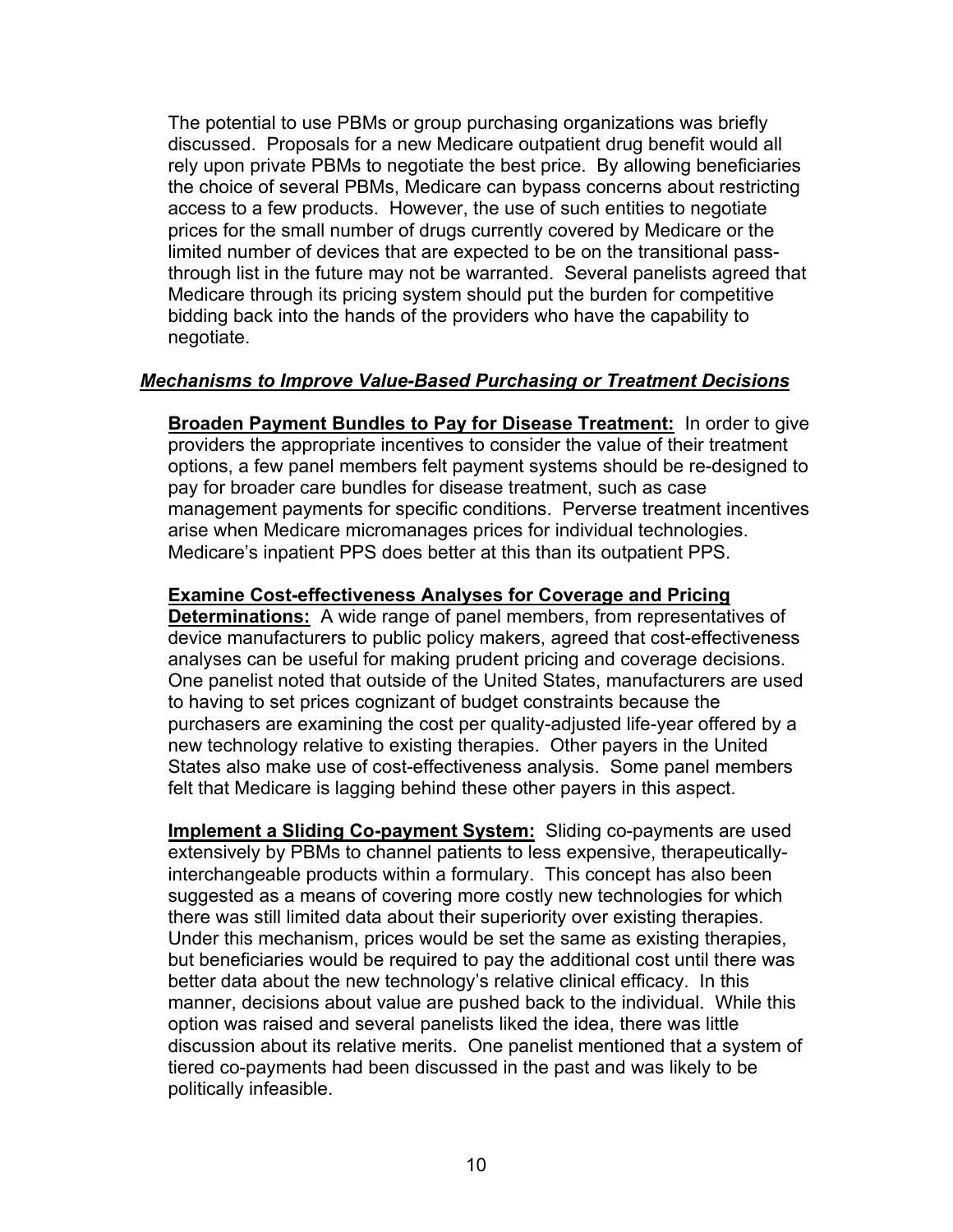The potential to use PBMs or group purchasing organizations was briefly discussed. Proposals for a new Medicare outpatient drug benefit would all rely upon private PBMs to negotiate the best price. By allowing beneficiaries the choice of several PBMs, Medicare can bypass concerns about restricting access to a few products. However, the use of such entities to negotiate prices for the small number of drugs currently covered by Medicare or the limited number of devices that are expected to be on the transitional pass-through list in the future may not be warranted. Several panelists agreed that Medicare through its pricing system should put the burden for competitive bidding back into the hands of the providers who have the capability to negotiate.

## ***Mechanisms to Improve Value-Based Purchasing or Treatment Decisions***

**Broaden Payment Bundles to Pay for Disease Treatment:** In order to give providers the appropriate incentives to consider the value of their treatment options, a few panel members felt payment systems should be re-designed to pay for broader care bundles for disease treatment, such as case management payments for specific conditions. Perverse treatment incentives arise when Medicare micromanages prices for individual technologies. Medicare's inpatient PPS does better at this than its outpatient PPS.

**Examine Cost-effectiveness Analyses for Coverage and Pricing Determinations:** A wide range of panel members, from representatives of device manufacturers to public policy makers, agreed that cost-effectiveness analyses can be useful for making prudent pricing and coverage decisions. One panelist noted that outside of the United States, manufacturers are used to having to set prices cognizant of budget constraints because the purchasers are examining the cost per quality-adjusted life-year offered by a new technology relative to existing therapies. Other payers in the United States also make use of cost-effectiveness analysis. Some panel members felt that Medicare is lagging behind these other payers in this aspect.

**Implement a Sliding Co-payment System:** Sliding co-payments are used extensively by PBMs to channel patients to less expensive, therapeutically-interchangeable products within a formulary. This concept has also been suggested as a means of covering more costly new technologies for which there was still limited data about their superiority over existing therapies. Under this mechanism, prices would be set the same as existing therapies, but beneficiaries would be required to pay the additional cost until there was better data about the new technology's relative clinical efficacy. In this manner, decisions about value are pushed back to the individual. While this option was raised and several panelists liked the idea, there was little discussion about its relative merits. One panelist mentioned that a system of tiered co-payments had been discussed in the past and was likely to be politically infeasible.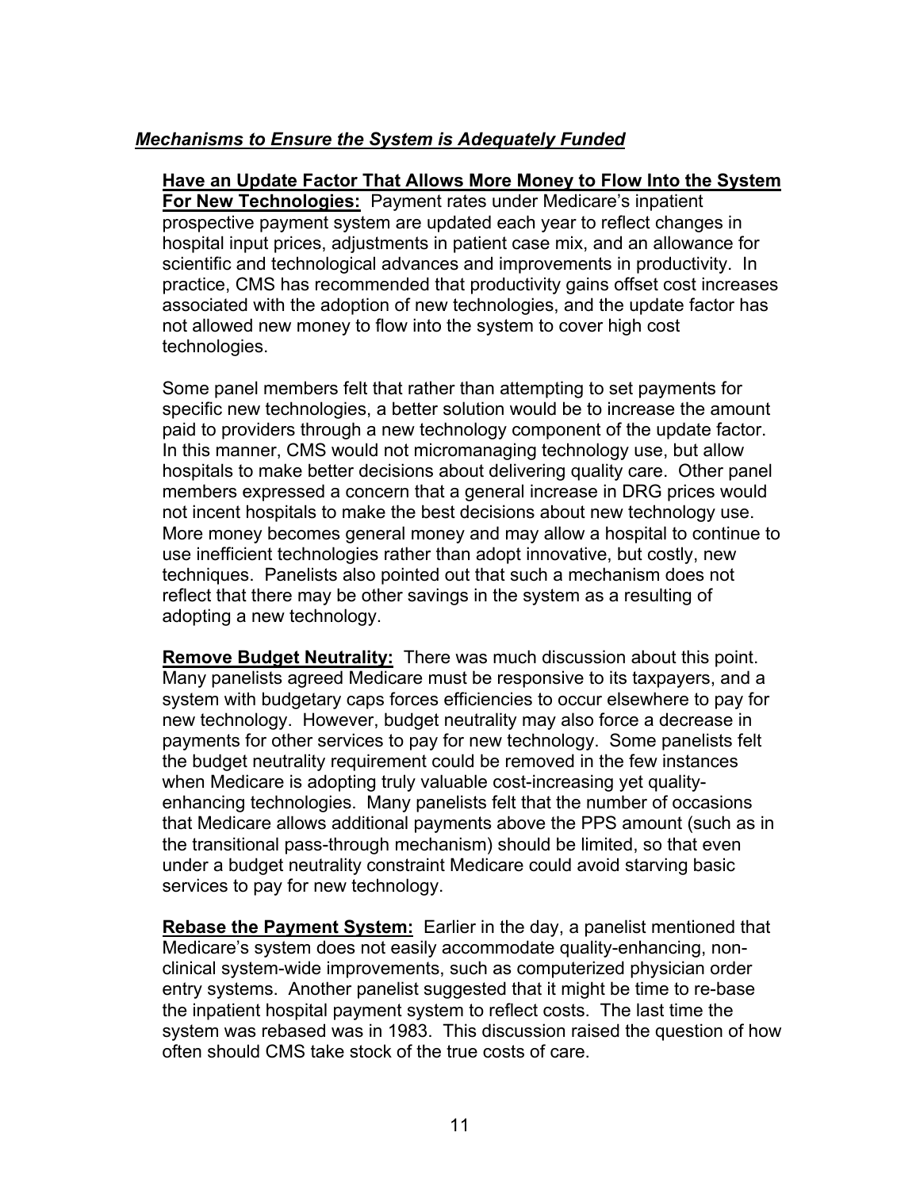***Mechanisms to Ensure the System is Adequately Funded***

**Have an Update Factor That Allows More Money to Flow Into the System For New Technologies:** Payment rates under Medicare's inpatient prospective payment system are updated each year to reflect changes in hospital input prices, adjustments in patient case mix, and an allowance for scientific and technological advances and improvements in productivity. In practice, CMS has recommended that productivity gains offset cost increases associated with the adoption of new technologies, and the update factor has not allowed new money to flow into the system to cover high cost technologies.

Some panel members felt that rather than attempting to set payments for specific new technologies, a better solution would be to increase the amount paid to providers through a new technology component of the update factor. In this manner, CMS would not micromanaging technology use, but allow hospitals to make better decisions about delivering quality care. Other panel members expressed a concern that a general increase in DRG prices would not incent hospitals to make the best decisions about new technology use. More money becomes general money and may allow a hospital to continue to use inefficient technologies rather than adopt innovative, but costly, new techniques. Panelists also pointed out that such a mechanism does not reflect that there may be other savings in the system as a resulting of adopting a new technology.

**Remove Budget Neutrality:** There was much discussion about this point. Many panelists agreed Medicare must be responsive to its taxpayers, and a system with budgetary caps forces efficiencies to occur elsewhere to pay for new technology. However, budget neutrality may also force a decrease in payments for other services to pay for new technology. Some panelists felt the budget neutrality requirement could be removed in the few instances when Medicare is adopting truly valuable cost-increasing yet quality-enhancing technologies. Many panelists felt that the number of occasions that Medicare allows additional payments above the PPS amount (such as in the transitional pass-through mechanism) should be limited, so that even under a budget neutrality constraint Medicare could avoid starving basic services to pay for new technology.

**Rebase the Payment System:** Earlier in the day, a panelist mentioned that Medicare's system does not easily accommodate quality-enhancing, non-clinical system-wide improvements, such as computerized physician order entry systems. Another panelist suggested that it might be time to re-base the inpatient hospital payment system to reflect costs. The last time the system was rebased was in 1983. This discussion raised the question of how often should CMS take stock of the true costs of care.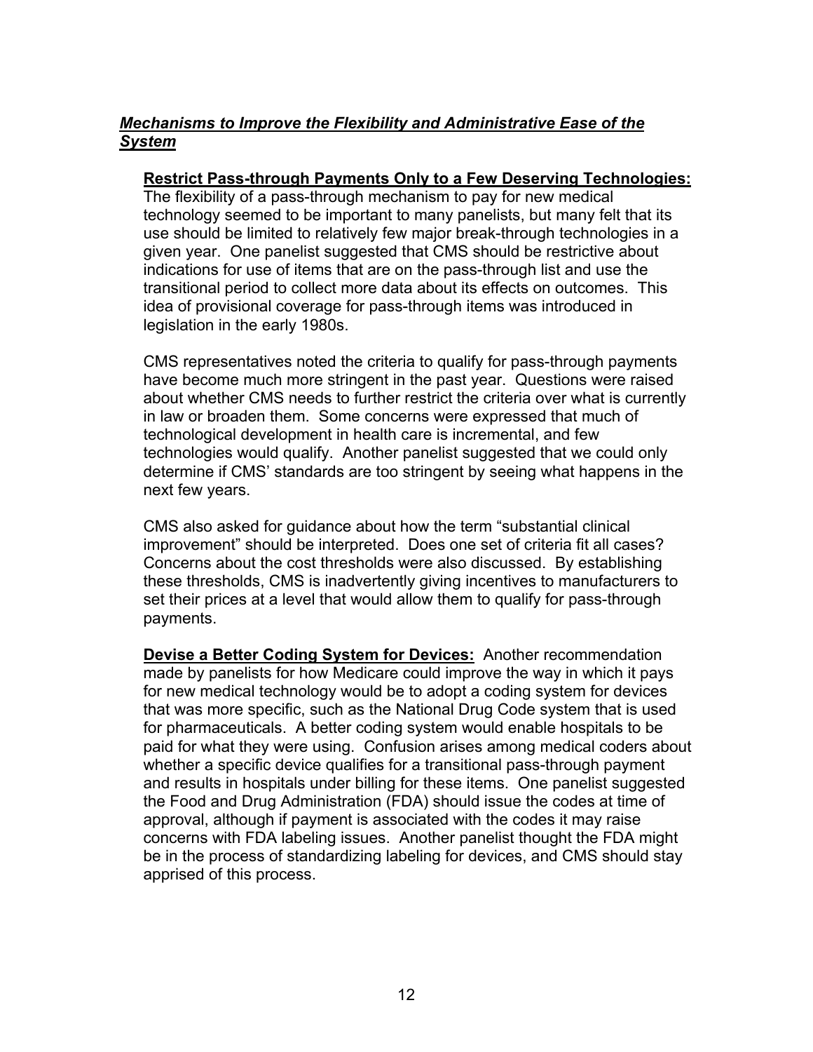### ***Mechanisms to Improve the Flexibility and Administrative Ease of the System***

**Restrict Pass-through Payments Only to a Few Deserving Technologies:** The flexibility of a pass-through mechanism to pay for new medical technology seemed to be important to many panelists, but many felt that its use should be limited to relatively few major break-through technologies in a given year. One panelist suggested that CMS should be restrictive about indications for use of items that are on the pass-through list and use the transitional period to collect more data about its effects on outcomes. This idea of provisional coverage for pass-through items was introduced in legislation in the early 1980s.

CMS representatives noted the criteria to qualify for pass-through payments have become much more stringent in the past year. Questions were raised about whether CMS needs to further restrict the criteria over what is currently in law or broaden them. Some concerns were expressed that much of technological development in health care is incremental, and few technologies would qualify. Another panelist suggested that we could only determine if CMS' standards are too stringent by seeing what happens in the next few years.

CMS also asked for guidance about how the term "substantial clinical improvement" should be interpreted. Does one set of criteria fit all cases? Concerns about the cost thresholds were also discussed. By establishing these thresholds, CMS is inadvertently giving incentives to manufacturers to set their prices at a level that would allow them to qualify for pass-through payments.

**Devise a Better Coding System for Devices:** Another recommendation made by panelists for how Medicare could improve the way in which it pays for new medical technology would be to adopt a coding system for devices that was more specific, such as the National Drug Code system that is used for pharmaceuticals. A better coding system would enable hospitals to be paid for what they were using. Confusion arises among medical coders about whether a specific device qualifies for a transitional pass-through payment and results in hospitals under billing for these items. One panelist suggested the Food and Drug Administration (FDA) should issue the codes at time of approval, although if payment is associated with the codes it may raise concerns with FDA labeling issues. Another panelist thought the FDA might be in the process of standardizing labeling for devices, and CMS should stay apprised of this process.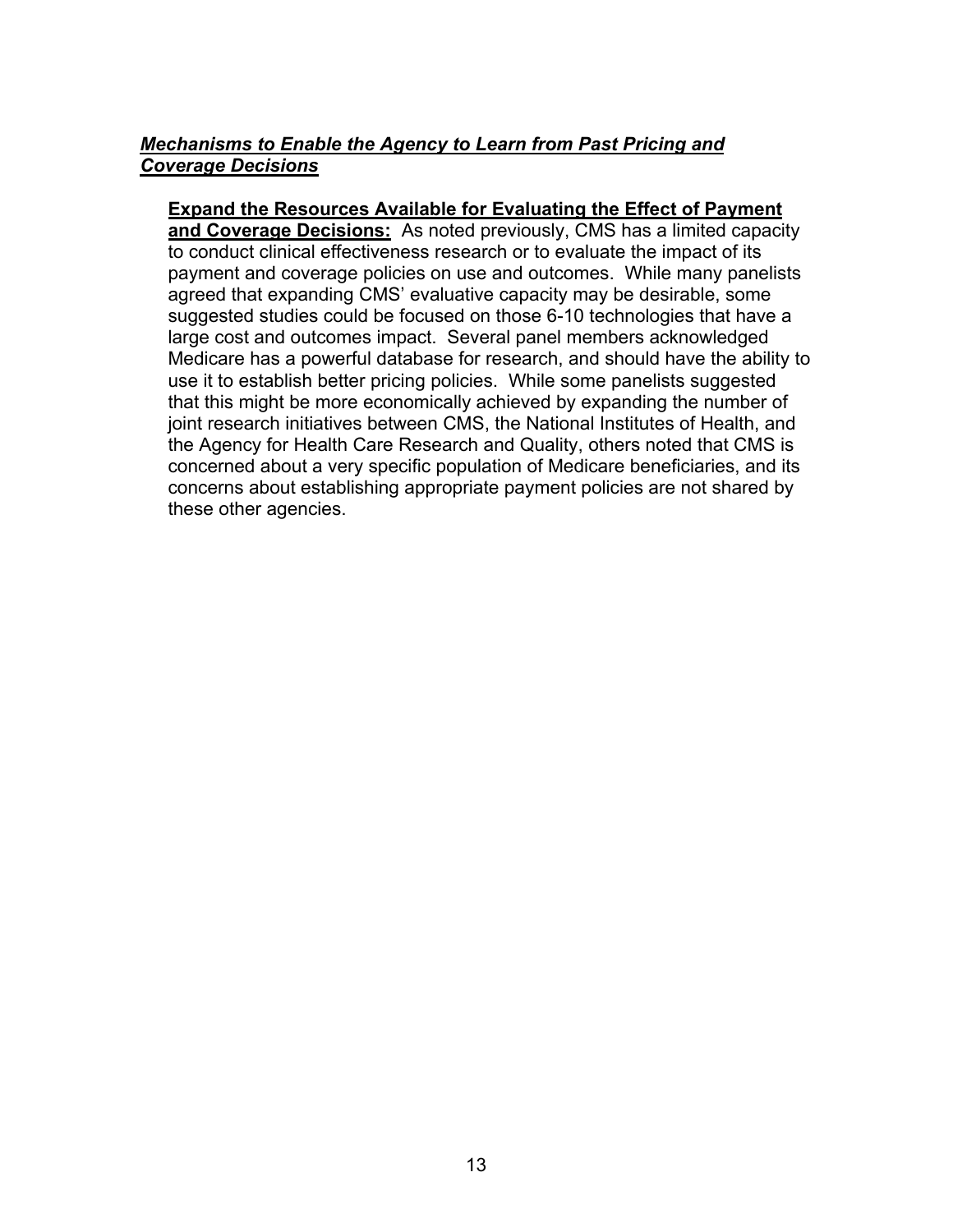***Mechanisms to Enable the Agency to Learn from Past Pricing and Coverage Decisions***

**Expand the Resources Available for Evaluating the Effect of Payment and Coverage Decisions:** As noted previously, CMS has a limited capacity to conduct clinical effectiveness research or to evaluate the impact of its payment and coverage policies on use and outcomes. While many panelists agreed that expanding CMS' evaluative capacity may be desirable, some suggested studies could be focused on those 6-10 technologies that have a large cost and outcomes impact. Several panel members acknowledged Medicare has a powerful database for research, and should have the ability to use it to establish better pricing policies. While some panelists suggested that this might be more economically achieved by expanding the number of joint research initiatives between CMS, the National Institutes of Health, and the Agency for Health Care Research and Quality, others noted that CMS is concerned about a very specific population of Medicare beneficiaries, and its concerns about establishing appropriate payment policies are not shared by these other agencies.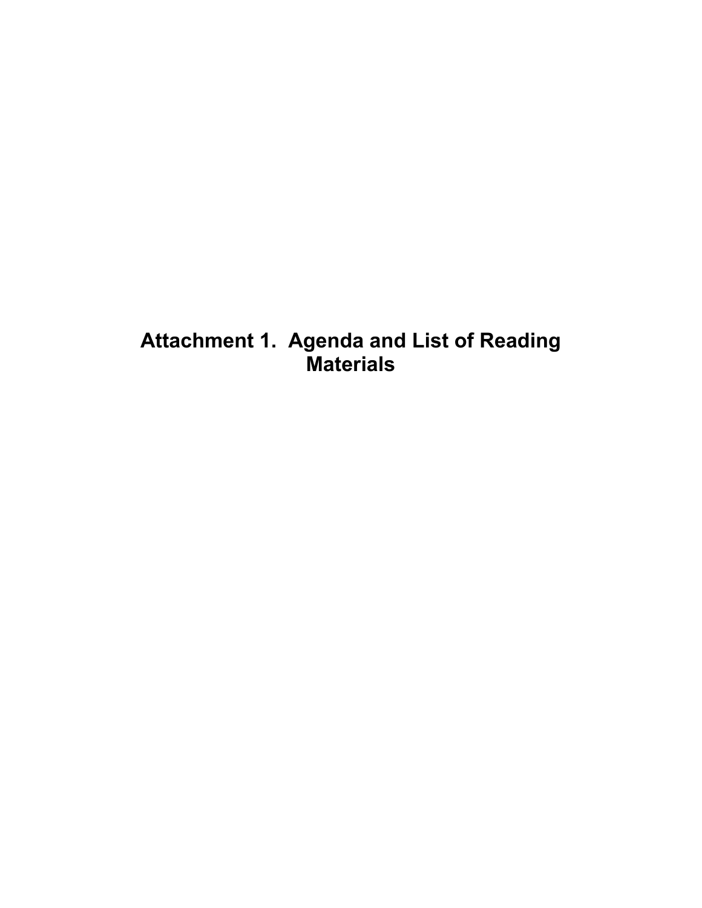# Attachment 1. Agenda and List of Reading Materials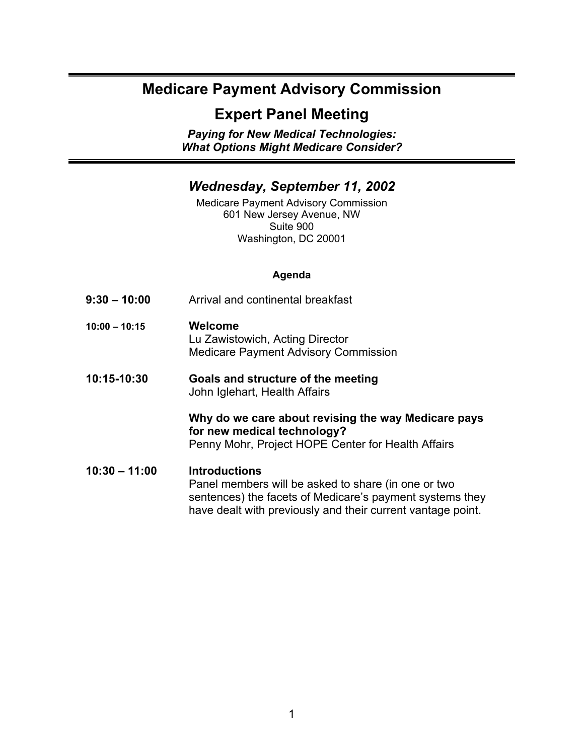# Medicare Payment Advisory Commission

## Expert Panel Meeting

***Paying for New Medical Technologies: What Options Might Medicare Consider?***

### *Wednesday, September 11, 2002*

Medicare Payment Advisory Commission
601 New Jersey Avenue, NW
Suite 900
Washington, DC 20001

**Agenda**

| | |
|---|---|
| **9:30 – 10:00** | Arrival and continental breakfast |
| **10:00 – 10:15** | **Welcome**<br>Lu Zawistowich, Acting Director<br>Medicare Payment Advisory Commission |
| **10:15-10:30** | **Goals and structure of the meeting**<br>John Iglehart, Health Affairs<br><br>**Why do we care about revising the way Medicare pays for new medical technology?**<br>Penny Mohr, Project HOPE Center for Health Affairs |
| **10:30 – 11:00** | **Introductions**<br>Panel members will be asked to share (in one or two sentences) the facets of Medicare's payment systems they have dealt with previously and their current vantage point. |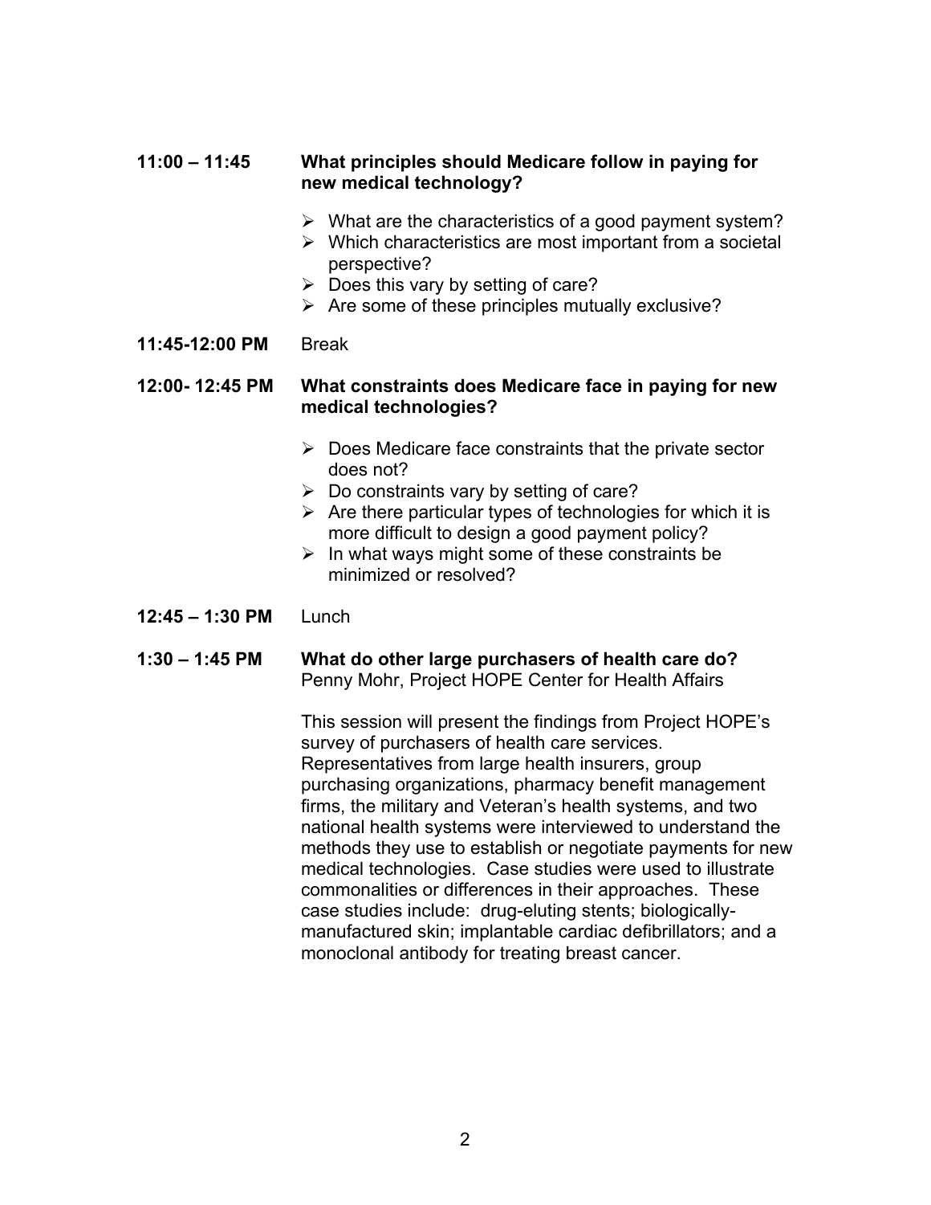**11:00 – 11:45** **What principles should Medicare follow in paying for new medical technology?**

- What are the characteristics of a good payment system?
- Which characteristics are most important from a societal perspective?
- Does this vary by setting of care?
- Are some of these principles mutually exclusive?

**11:45-12:00 PM** Break

**12:00- 12:45 PM** **What constraints does Medicare face in paying for new medical technologies?**

- Does Medicare face constraints that the private sector does not?
- Do constraints vary by setting of care?
- Are there particular types of technologies for which it is more difficult to design a good payment policy?
- In what ways might some of these constraints be minimized or resolved?

**12:45 – 1:30 PM** Lunch

**1:30 – 1:45 PM** **What do other large purchasers of health care do?**
Penny Mohr, Project HOPE Center for Health Affairs

This session will present the findings from Project HOPE's survey of purchasers of health care services. Representatives from large health insurers, group purchasing organizations, pharmacy benefit management firms, the military and Veteran's health systems, and two national health systems were interviewed to understand the methods they use to establish or negotiate payments for new medical technologies. Case studies were used to illustrate commonalities or differences in their approaches. These case studies include: drug-eluting stents; biologically-manufactured skin; implantable cardiac defibrillators; and a monoclonal antibody for treating breast cancer.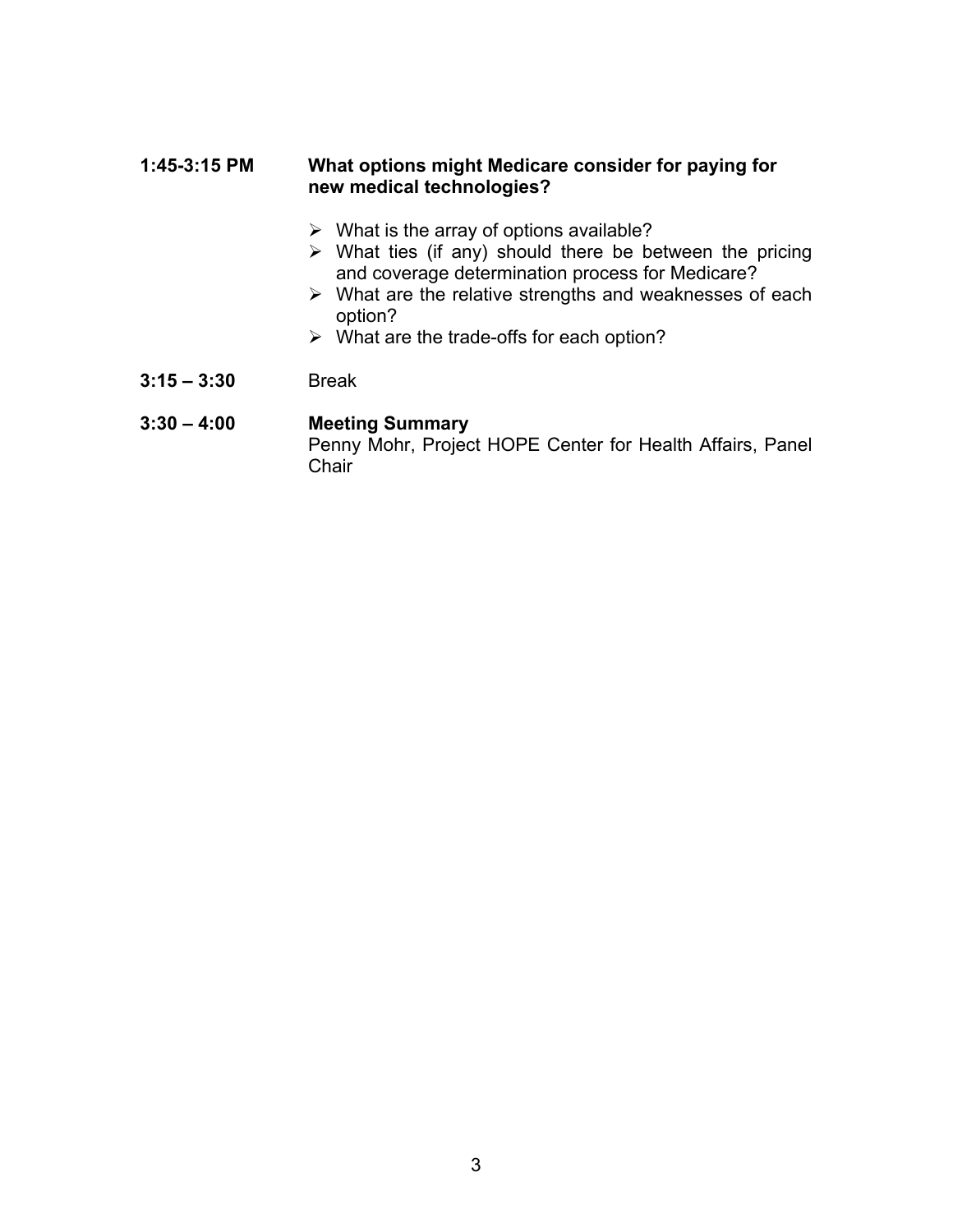**1:45-3:15 PM** **What options might Medicare consider for paying for new medical technologies?**

- What is the array of options available?
- What ties (if any) should there be between the pricing and coverage determination process for Medicare?
- What are the relative strengths and weaknesses of each option?
- What are the trade-offs for each option?

**3:15 – 3:30** Break

**3:30 – 4:00** **Meeting Summary**
Penny Mohr, Project HOPE Center for Health Affairs, Panel Chair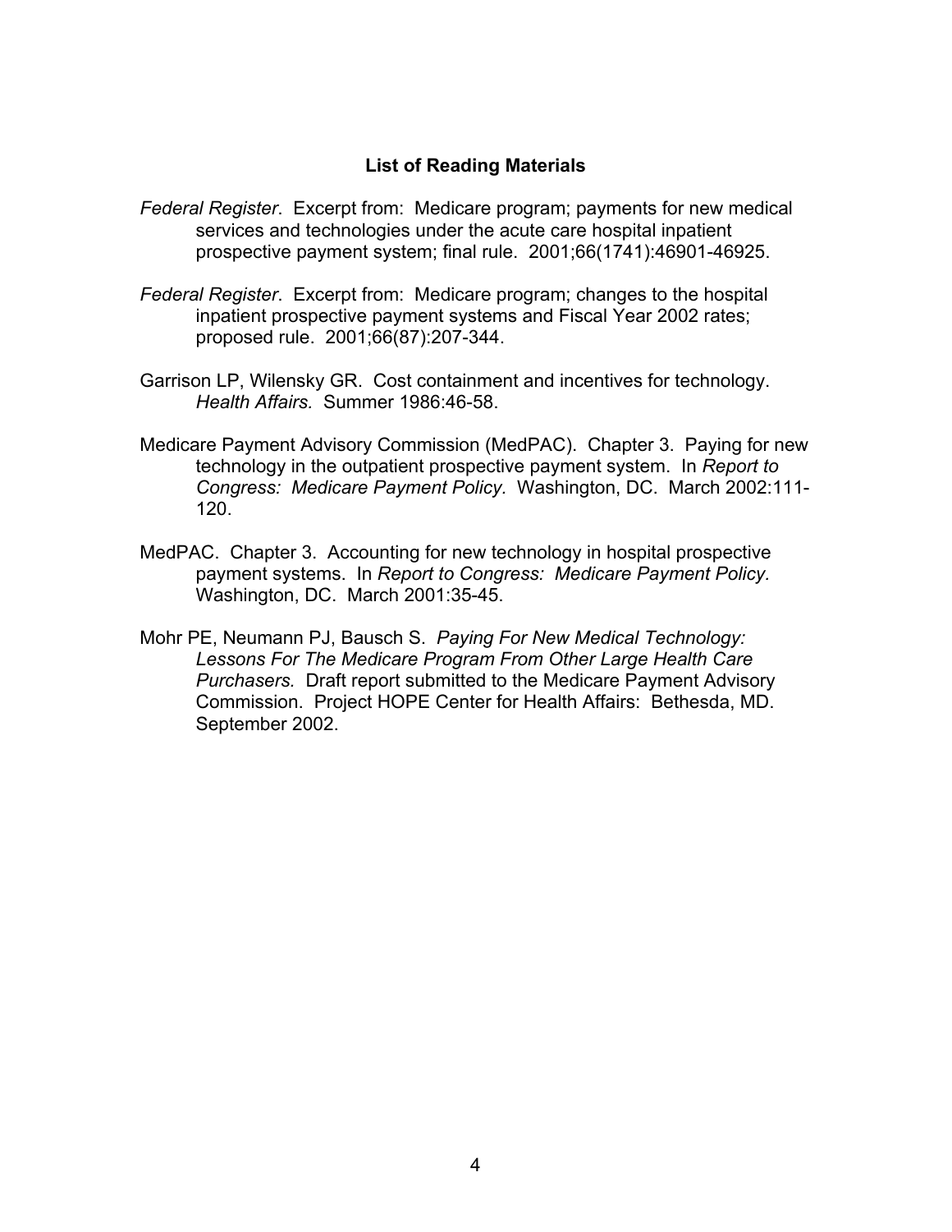## List of Reading Materials

*Federal Register*. Excerpt from: Medicare program; payments for new medical services and technologies under the acute care hospital inpatient prospective payment system; final rule. 2001;66(1741):46901-46925.

*Federal Register*. Excerpt from: Medicare program; changes to the hospital inpatient prospective payment systems and Fiscal Year 2002 rates; proposed rule. 2001;66(87):207-344.

Garrison LP, Wilensky GR. Cost containment and incentives for technology. *Health Affairs.* Summer 1986:46-58.

Medicare Payment Advisory Commission (MedPAC). Chapter 3. Paying for new technology in the outpatient prospective payment system. In *Report to Congress: Medicare Payment Policy.* Washington, DC. March 2002:111-120.

MedPAC. Chapter 3. Accounting for new technology in hospital prospective payment systems. In *Report to Congress: Medicare Payment Policy.* Washington, DC. March 2001:35-45.

Mohr PE, Neumann PJ, Bausch S. *Paying For New Medical Technology: Lessons For The Medicare Program From Other Large Health Care Purchasers.* Draft report submitted to the Medicare Payment Advisory Commission. Project HOPE Center for Health Affairs: Bethesda, MD. September 2002.